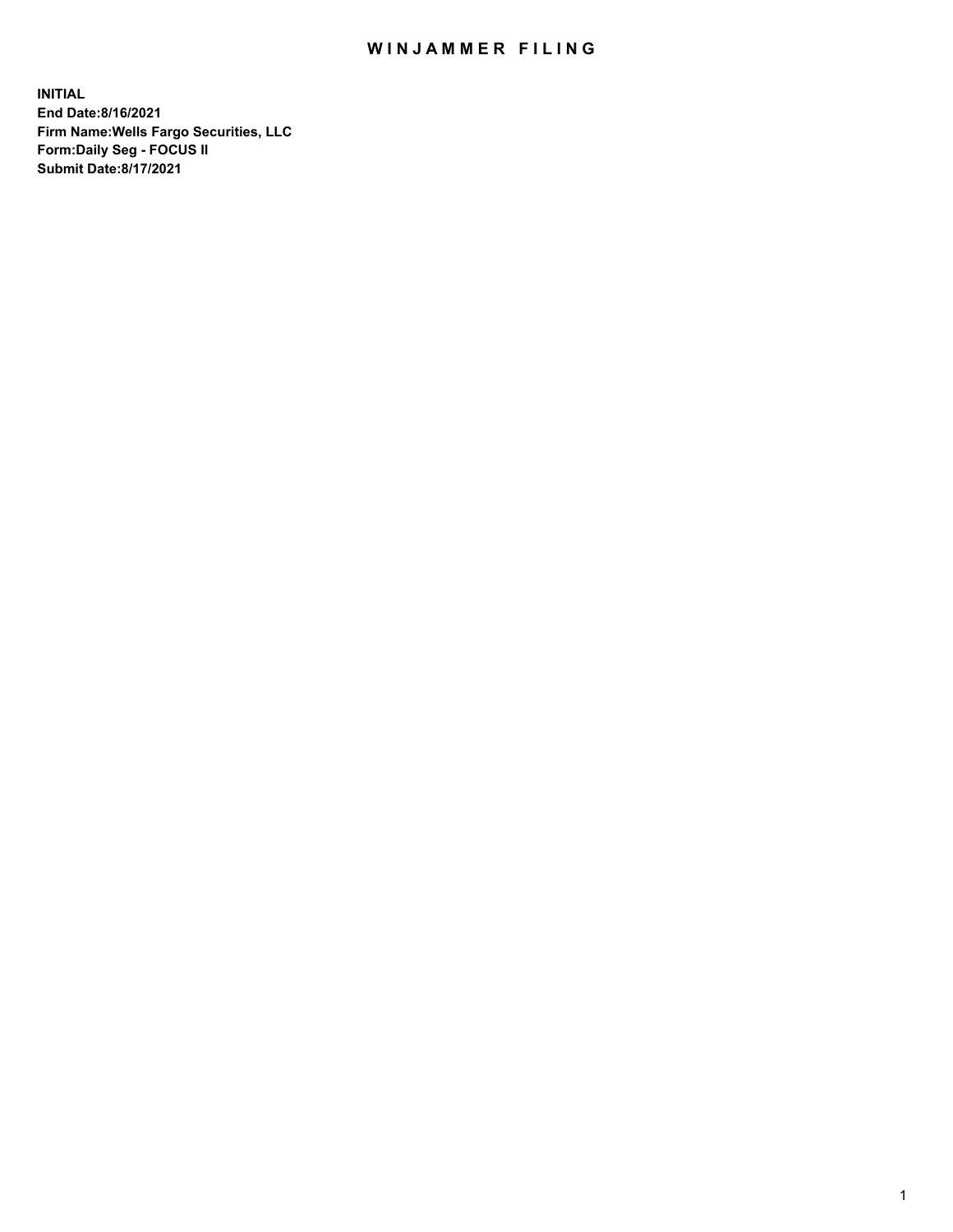# WINJAMMER FILING

**INITIAL**
**End Date:8/16/2021**
**Firm Name:Wells Fargo Securities, LLC**
**Form:Daily Seg - FOCUS II**
**Submit Date:8/17/2021**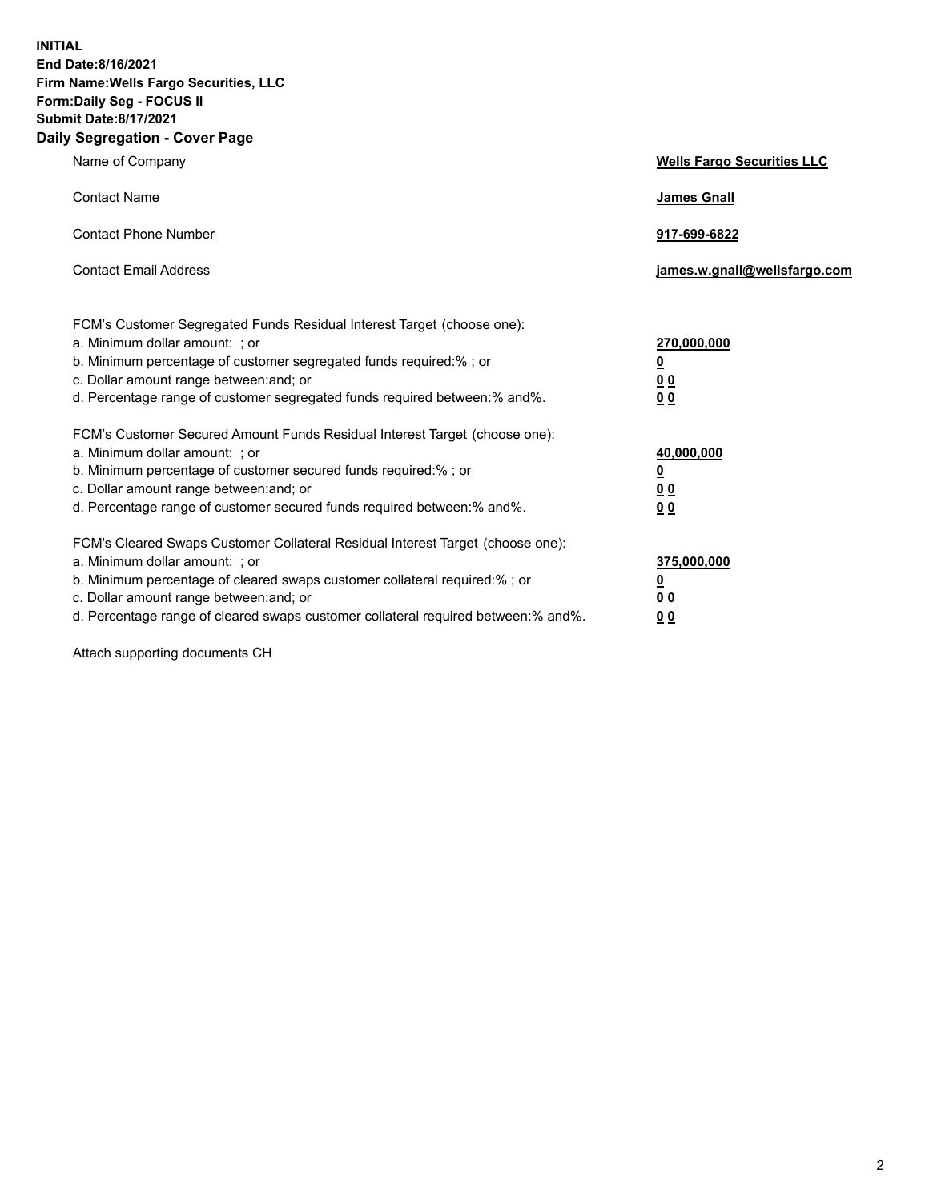**INITIAL**
**End Date:8/16/2021**
**Firm Name:Wells Fargo Securities, LLC**
**Form:Daily Seg - FOCUS II**
**Submit Date:8/17/2021**

## Daily Segregation - Cover Page

| | |
|---|---|
| Name of Company | **Wells Fargo Securities LLC** |
| Contact Name | **James Gnall** |
| Contact Phone Number | **917-699-6822** |
| Contact Email Address | **james.w.gnall@wellsfargo.com** |

| | |
|---|---|
| FCM's Customer Segregated Funds Residual Interest Target (choose one): | |
| a. Minimum dollar amount: ; or | **270,000,000** |
| b. Minimum percentage of customer segregated funds required:% ; or | **0** |
| c. Dollar amount range between:and; or | **0 0** |
| d. Percentage range of customer segregated funds required between:% and%. | **0 0** |
| FCM's Customer Secured Amount Funds Residual Interest Target (choose one): | |
| a. Minimum dollar amount: ; or | **40,000,000** |
| b. Minimum percentage of customer secured funds required:% ; or | **0** |
| c. Dollar amount range between:and; or | **0 0** |
| d. Percentage range of customer secured funds required between:% and%. | **0 0** |
| FCM's Cleared Swaps Customer Collateral Residual Interest Target (choose one): | |
| a. Minimum dollar amount: ; or | **375,000,000** |
| b. Minimum percentage of cleared swaps customer collateral required:% ; or | **0** |
| c. Dollar amount range between:and; or | **0 0** |
| d. Percentage range of cleared swaps customer collateral required between:% and%. | **0 0** |

Attach supporting documents CH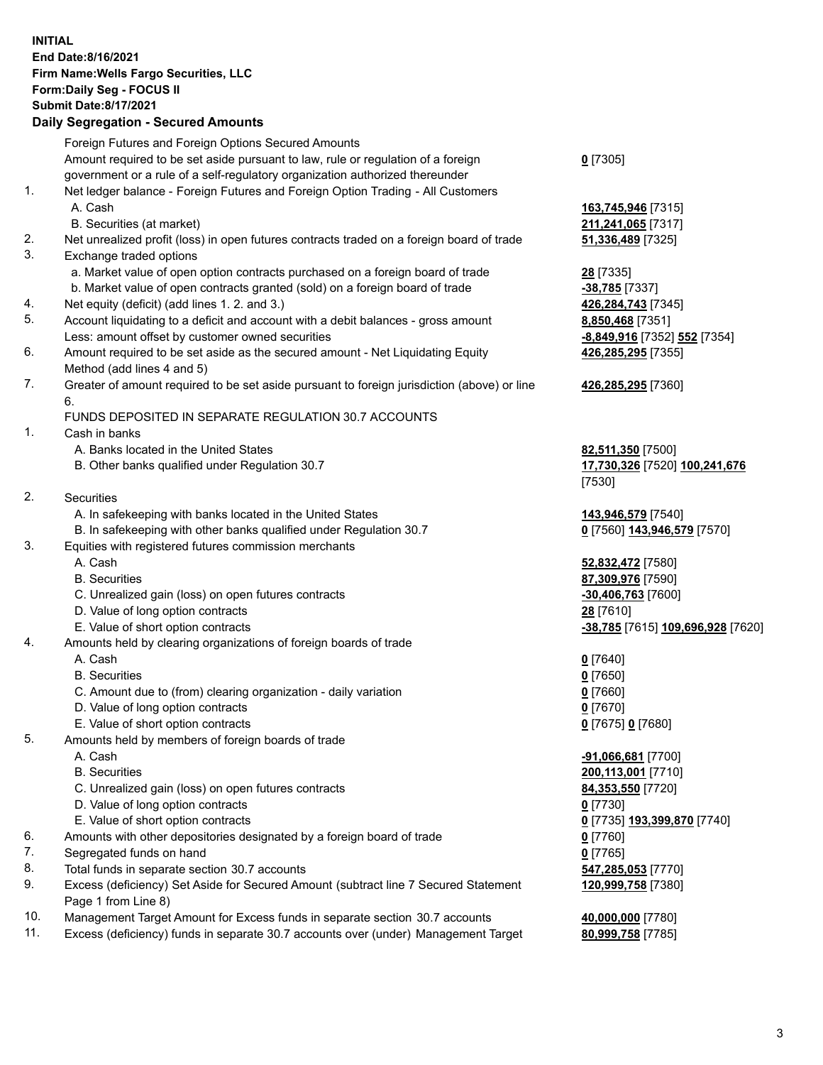**INITIAL**
**End Date:8/16/2021**
**Firm Name:Wells Fargo Securities, LLC**
**Form:Daily Seg - FOCUS II**
**Submit Date:8/17/2021**

## Daily Segregation - Secured Amounts

| | | |
|---|---|---|
| | Foreign Futures and Foreign Options Secured Amounts | |
| | Amount required to be set aside pursuant to law, rule or regulation of a foreign government or a rule of a self-regulatory organization authorized thereunder | **0** [7305] |
| 1. | Net ledger balance - Foreign Futures and Foreign Option Trading - All Customers | |
| | A. Cash | **163,745,946** [7315] |
| | B. Securities (at market) | **211,241,065** [7317] |
| 2. | Net unrealized profit (loss) in open futures contracts traded on a foreign board of trade | **51,336,489** [7325] |
| 3. | Exchange traded options | |
| | a. Market value of open option contracts purchased on a foreign board of trade | **28** [7335] |
| | b. Market value of open contracts granted (sold) on a foreign board of trade | **-38,785** [7337] |
| 4. | Net equity (deficit) (add lines 1. 2. and 3.) | **426,284,743** [7345] |
| 5. | Account liquidating to a deficit and account with a debit balances - gross amount | **8,850,468** [7351] |
| | Less: amount offset by customer owned securities | **-8,849,916** [7352] **552** [7354] |
| 6. | Amount required to be set aside as the secured amount - Net Liquidating Equity Method (add lines 4 and 5) | **426,285,295** [7355] |
| 7. | Greater of amount required to be set aside pursuant to foreign jurisdiction (above) or line 6. | **426,285,295** [7360] |
| | FUNDS DEPOSITED IN SEPARATE REGULATION 30.7 ACCOUNTS | |
| 1. | Cash in banks | |
| | A. Banks located in the United States | **82,511,350** [7500] |
| | B. Other banks qualified under Regulation 30.7 | **17,730,326** [7520] **100,241,676** [7530] |
| 2. | Securities | |
| | A. In safekeeping with banks located in the United States | **143,946,579** [7540] |
| | B. In safekeeping with other banks qualified under Regulation 30.7 | **0** [7560] **143,946,579** [7570] |
| 3. | Equities with registered futures commission merchants | |
| | A. Cash | **52,832,472** [7580] |
| | B. Securities | **87,309,976** [7590] |
| | C. Unrealized gain (loss) on open futures contracts | **-30,406,763** [7600] |
| | D. Value of long option contracts | **28** [7610] |
| | E. Value of short option contracts | **-38,785** [7615] **109,696,928** [7620] |
| 4. | Amounts held by clearing organizations of foreign boards of trade | |
| | A. Cash | **0** [7640] |
| | B. Securities | **0** [7650] |
| | C. Amount due to (from) clearing organization - daily variation | **0** [7660] |
| | D. Value of long option contracts | **0** [7670] |
| | E. Value of short option contracts | **0** [7675] **0** [7680] |
| 5. | Amounts held by members of foreign boards of trade | |
| | A. Cash | **-91,066,681** [7700] |
| | B. Securities | **200,113,001** [7710] |
| | C. Unrealized gain (loss) on open futures contracts | **84,353,550** [7720] |
| | D. Value of long option contracts | **0** [7730] |
| | E. Value of short option contracts | **0** [7735] **193,399,870** [7740] |
| 6. | Amounts with other depositories designated by a foreign board of trade | **0** [7760] |
| 7. | Segregated funds on hand | **0** [7765] |
| 8. | Total funds in separate section 30.7 accounts | **547,285,053** [7770] |
| 9. | Excess (deficiency) Set Aside for Secured Amount (subtract line 7 Secured Statement Page 1 from Line 8) | **120,999,758** [7380] |
| 10. | Management Target Amount for Excess funds in separate section 30.7 accounts | **40,000,000** [7780] |
| 11. | Excess (deficiency) funds in separate 30.7 accounts over (under) Management Target | **80,999,758** [7785] |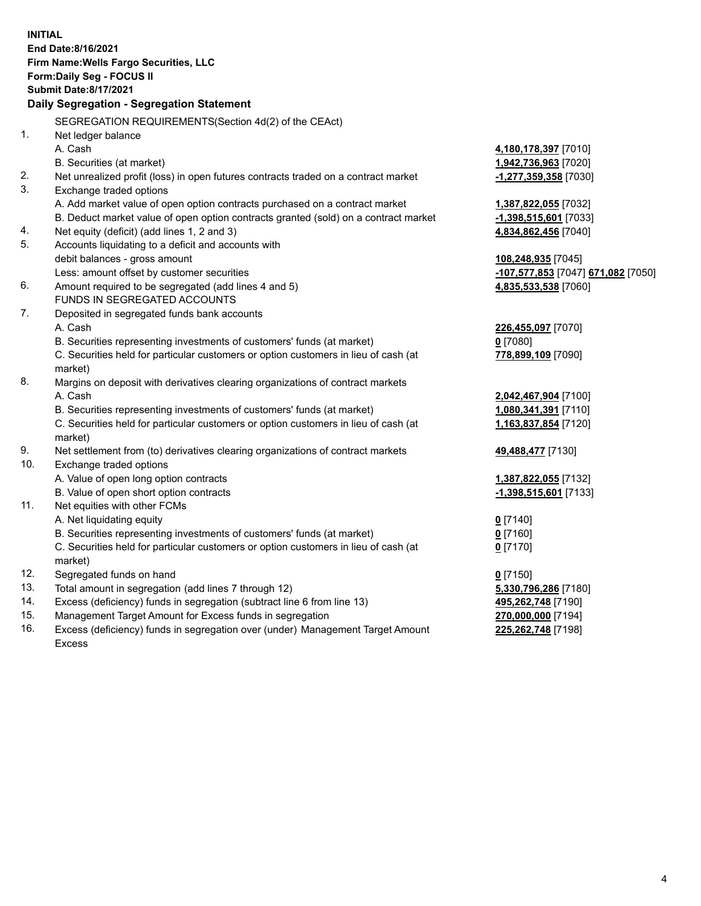**INITIAL**
**End Date:8/16/2021**
**Firm Name:Wells Fargo Securities, LLC**
**Form:Daily Seg - FOCUS II**
**Submit Date:8/17/2021**

## Daily Segregation - Segregation Statement

SEGREGATION REQUIREMENTS(Section 4d(2) of the CEAct)

| | | |
|---|---|---|
| 1. | Net ledger balance | |
| | A. Cash | **4,180,178,397** [7010] |
| | B. Securities (at market) | **1,942,736,963** [7020] |
| 2. | Net unrealized profit (loss) in open futures contracts traded on a contract market | **-1,277,359,358** [7030] |
| 3. | Exchange traded options | |
| | A. Add market value of open option contracts purchased on a contract market | **1,387,822,055** [7032] |
| | B. Deduct market value of open option contracts granted (sold) on a contract market | **-1,398,515,601** [7033] |
| 4. | Net equity (deficit) (add lines 1, 2 and 3) | **4,834,862,456** [7040] |
| 5. | Accounts liquidating to a deficit and accounts with debit balances - gross amount | **108,248,935** [7045] |
| | Less: amount offset by customer securities | **-107,577,853** [7047] **671,082** [7050] |
| 6. | Amount required to be segregated (add lines 4 and 5) | **4,835,533,538** [7060] |
| | FUNDS IN SEGREGATED ACCOUNTS | |
| 7. | Deposited in segregated funds bank accounts | |
| | A. Cash | **226,455,097** [7070] |
| | B. Securities representing investments of customers' funds (at market) | **0** [7080] |
| | C. Securities held for particular customers or option customers in lieu of cash (at market) | **778,899,109** [7090] |
| 8. | Margins on deposit with derivatives clearing organizations of contract markets | |
| | A. Cash | **2,042,467,904** [7100] |
| | B. Securities representing investments of customers' funds (at market) | **1,080,341,391** [7110] |
| | C. Securities held for particular customers or option customers in lieu of cash (at market) | **1,163,837,854** [7120] |
| 9. | Net settlement from (to) derivatives clearing organizations of contract markets | **49,488,477** [7130] |
| 10. | Exchange traded options | |
| | A. Value of open long option contracts | **1,387,822,055** [7132] |
| | B. Value of open short option contracts | **-1,398,515,601** [7133] |
| 11. | Net equities with other FCMs | |
| | A. Net liquidating equity | **0** [7140] |
| | B. Securities representing investments of customers' funds (at market) | **0** [7160] |
| | C. Securities held for particular customers or option customers in lieu of cash (at market) | **0** [7170] |
| 12. | Segregated funds on hand | **0** [7150] |
| 13. | Total amount in segregation (add lines 7 through 12) | **5,330,796,286** [7180] |
| 14. | Excess (deficiency) funds in segregation (subtract line 6 from line 13) | **495,262,748** [7190] |
| 15. | Management Target Amount for Excess funds in segregation | **270,000,000** [7194] |
| 16. | Excess (deficiency) funds in segregation over (under) Management Target Amount Excess | **225,262,748** [7198] |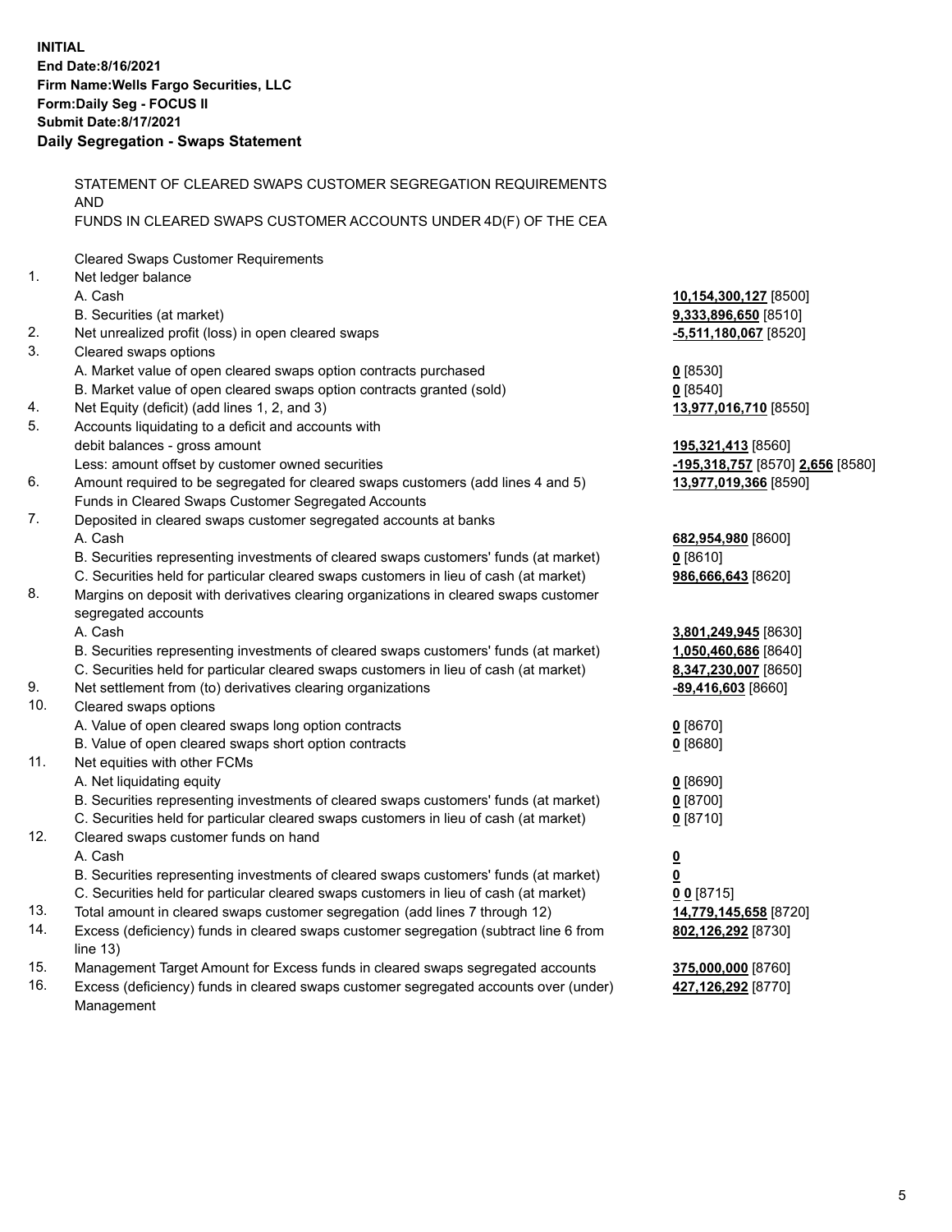**INITIAL**
**End Date:8/16/2021**
**Firm Name:Wells Fargo Securities, LLC**
**Form:Daily Seg - FOCUS II**
**Submit Date:8/17/2021**
**Daily Segregation - Swaps Statement**

STATEMENT OF CLEARED SWAPS CUSTOMER SEGREGATION REQUIREMENTS AND
FUNDS IN CLEARED SWAPS CUSTOMER ACCOUNTS UNDER 4D(F) OF THE CEA

| | | |
|---|---|---|
| | Cleared Swaps Customer Requirements | |
| 1. | Net ledger balance | |
| | A. Cash | **10,154,300,127** [8500] |
| | B. Securities (at market) | **9,333,896,650** [8510] |
| 2. | Net unrealized profit (loss) in open cleared swaps | **-5,511,180,067** [8520] |
| 3. | Cleared swaps options | |
| | A. Market value of open cleared swaps option contracts purchased | **0** [8530] |
| | B. Market value of open cleared swaps option contracts granted (sold) | **0** [8540] |
| 4. | Net Equity (deficit) (add lines 1, 2, and 3) | **13,977,016,710** [8550] |
| 5. | Accounts liquidating to a deficit and accounts with | |
| | debit balances - gross amount | **195,321,413** [8560] |
| | Less: amount offset by customer owned securities | **-195,318,757** [8570] **2,656** [8580] |
| 6. | Amount required to be segregated for cleared swaps customers (add lines 4 and 5) | **13,977,019,366** [8590] |
| | Funds in Cleared Swaps Customer Segregated Accounts | |
| 7. | Deposited in cleared swaps customer segregated accounts at banks | |
| | A. Cash | **682,954,980** [8600] |
| | B. Securities representing investments of cleared swaps customers' funds (at market) | **0** [8610] |
| | C. Securities held for particular cleared swaps customers in lieu of cash (at market) | **986,666,643** [8620] |
| 8. | Margins on deposit with derivatives clearing organizations in cleared swaps customer segregated accounts | |
| | A. Cash | **3,801,249,945** [8630] |
| | B. Securities representing investments of cleared swaps customers' funds (at market) | **1,050,460,686** [8640] |
| | C. Securities held for particular cleared swaps customers in lieu of cash (at market) | **8,347,230,007** [8650] |
| 9. | Net settlement from (to) derivatives clearing organizations | **-89,416,603** [8660] |
| 10. | Cleared swaps options | |
| | A. Value of open cleared swaps long option contracts | **0** [8670] |
| | B. Value of open cleared swaps short option contracts | **0** [8680] |
| 11. | Net equities with other FCMs | |
| | A. Net liquidating equity | **0** [8690] |
| | B. Securities representing investments of cleared swaps customers' funds (at market) | **0** [8700] |
| | C. Securities held for particular cleared swaps customers in lieu of cash (at market) | **0** [8710] |
| 12. | Cleared swaps customer funds on hand | |
| | A. Cash | **0** |
| | B. Securities representing investments of cleared swaps customers' funds (at market) | **0** |
| | C. Securities held for particular cleared swaps customers in lieu of cash (at market) | **0** **0** [8715] |
| 13. | Total amount in cleared swaps customer segregation (add lines 7 through 12) | **14,779,145,658** [8720] |
| 14. | Excess (deficiency) funds in cleared swaps customer segregation (subtract line 6 from line 13) | **802,126,292** [8730] |
| 15. | Management Target Amount for Excess funds in cleared swaps segregated accounts | **375,000,000** [8760] |
| 16. | Excess (deficiency) funds in cleared swaps customer segregated accounts over (under) Management | **427,126,292** [8770] |